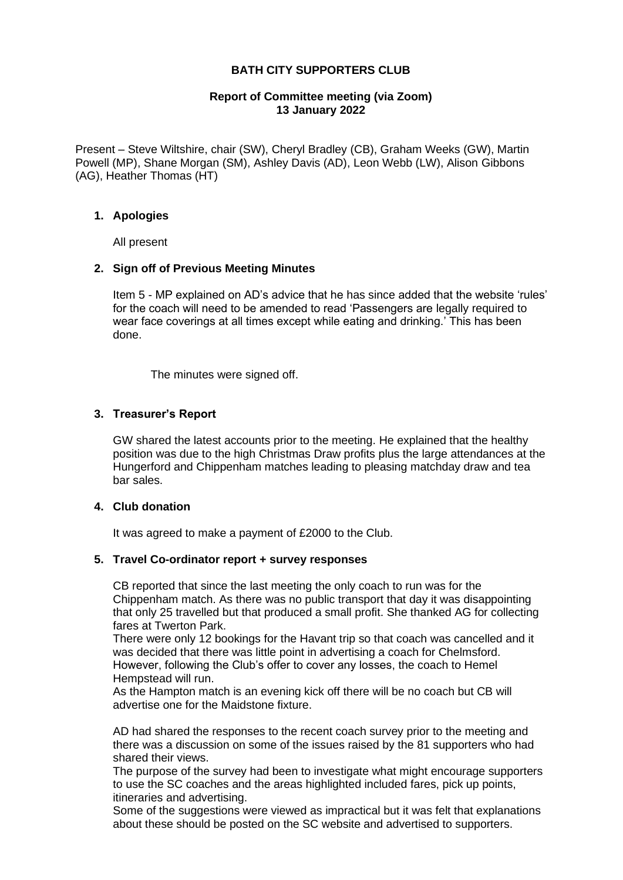# BATH CITY SUPPORTERS CLUB

## Report of Committee meeting (via Zoom)
## 13 January 2022

Present – Steve Wiltshire, chair (SW), Cheryl Bradley (CB), Graham Weeks (GW), Martin Powell (MP), Shane Morgan (SM), Ashley Davis (AD), Leon Webb (LW), Alison Gibbons (AG), Heather Thomas (HT)

### 1. Apologies

All present

### 2. Sign off of Previous Meeting Minutes

Item 5 - MP explained on AD's advice that he has since added that the website 'rules' for the coach will need to be amended to read 'Passengers are legally required to wear face coverings at all times except while eating and drinking.' This has been done.

The minutes were signed off.

### 3. Treasurer's Report

GW shared the latest accounts prior to the meeting. He explained that the healthy position was due to the high Christmas Draw profits plus the large attendances at the Hungerford and Chippenham matches leading to pleasing matchday draw and tea bar sales.

### 4. Club donation

It was agreed to make a payment of £2000 to the Club.

### 5. Travel Co-ordinator report + survey responses

CB reported that since the last meeting the only coach to run was for the Chippenham match. As there was no public transport that day it was disappointing that only 25 travelled but that produced a small profit. She thanked AG for collecting fares at Twerton Park.
There were only 12 bookings for the Havant trip so that coach was cancelled and it was decided that there was little point in advertising a coach for Chelmsford. However, following the Club's offer to cover any losses, the coach to Hemel Hempstead will run.
As the Hampton match is an evening kick off there will be no coach but CB will advertise one for the Maidstone fixture.

AD had shared the responses to the recent coach survey prior to the meeting and there was a discussion on some of the issues raised by the 81 supporters who had shared their views.
The purpose of the survey had been to investigate what might encourage supporters to use the SC coaches and the areas highlighted included fares, pick up points, itineraries and advertising.
Some of the suggestions were viewed as impractical but it was felt that explanations about these should be posted on the SC website and advertised to supporters.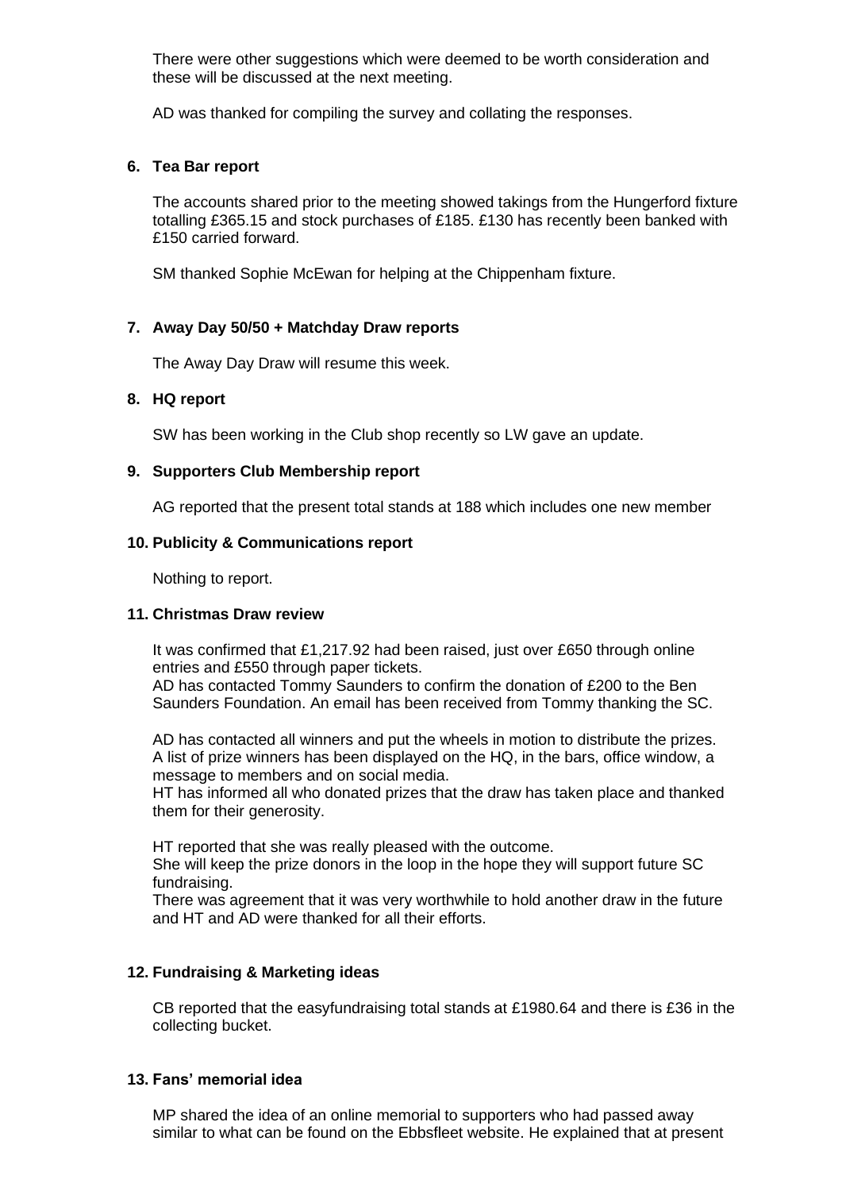There were other suggestions which were deemed to be worth consideration and these will be discussed at the next meeting.

AD was thanked for compiling the survey and collating the responses.

**6. Tea Bar report**

The accounts shared prior to the meeting showed takings from the Hungerford fixture totalling £365.15 and stock purchases of £185. £130 has recently been banked with £150 carried forward.

SM thanked Sophie McEwan for helping at the Chippenham fixture.

**7. Away Day 50/50 + Matchday Draw reports**

The Away Day Draw will resume this week.

**8. HQ report**

SW has been working in the Club shop recently so LW gave an update.

**9. Supporters Club Membership report**

AG reported that the present total stands at 188 which includes one new member

**10. Publicity & Communications report**

Nothing to report.

**11. Christmas Draw review**

It was confirmed that £1,217.92 had been raised, just over £650 through online entries and £550 through paper tickets.
AD has contacted Tommy Saunders to confirm the donation of £200 to the Ben Saunders Foundation. An email has been received from Tommy thanking the SC.

AD has contacted all winners and put the wheels in motion to distribute the prizes. A list of prize winners has been displayed on the HQ, in the bars, office window, a message to members and on social media.
HT has informed all who donated prizes that the draw has taken place and thanked them for their generosity.

HT reported that she was really pleased with the outcome.
She will keep the prize donors in the loop in the hope they will support future SC fundraising.
There was agreement that it was very worthwhile to hold another draw in the future and HT and AD were thanked for all their efforts.

**12. Fundraising & Marketing ideas**

CB reported that the easyfundraising total stands at £1980.64 and there is £36 in the collecting bucket.

**13. Fans' memorial idea**

MP shared the idea of an online memorial to supporters who had passed away similar to what can be found on the Ebbsfleet website. He explained that at present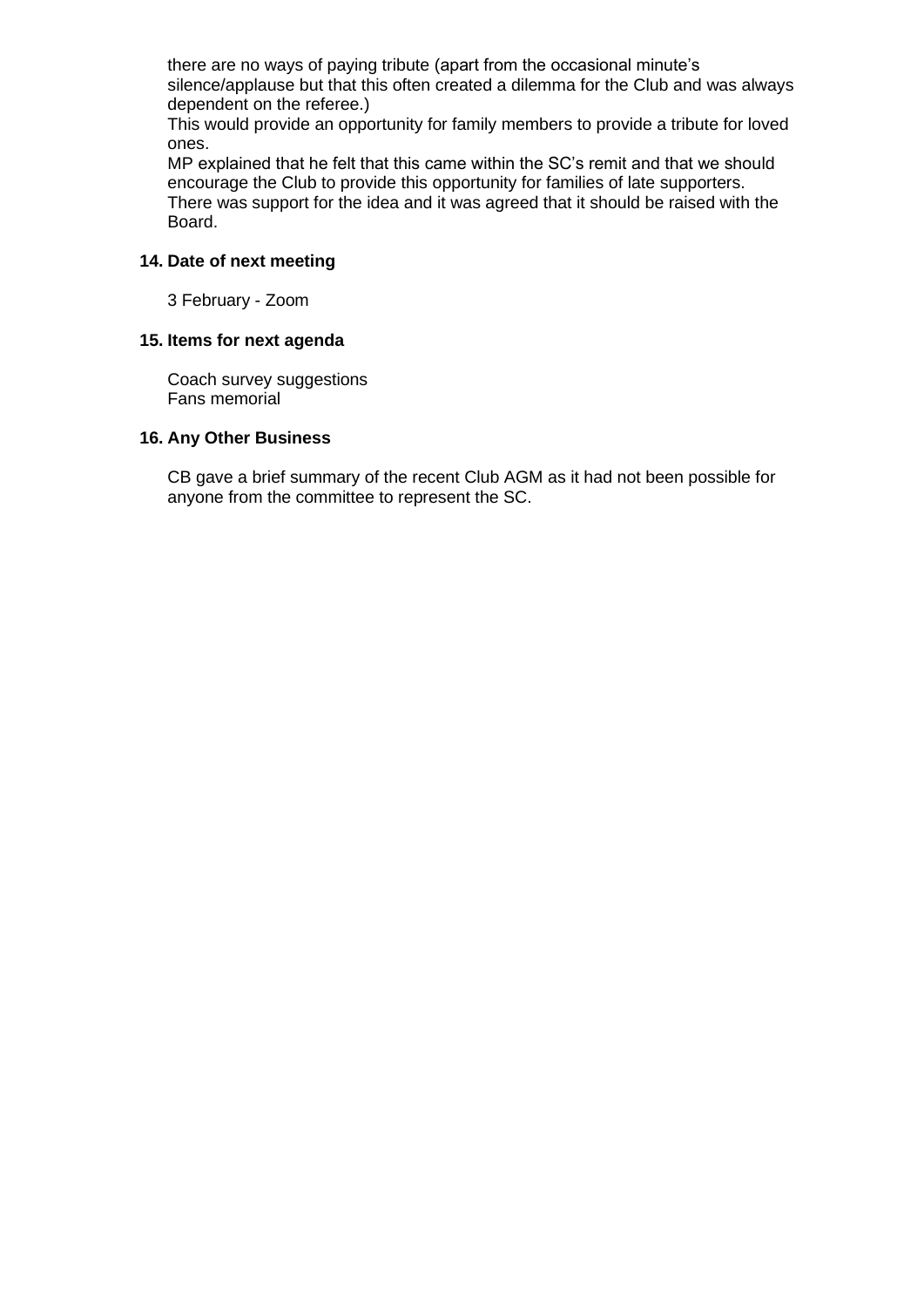there are no ways of paying tribute (apart from the occasional minute's silence/applause but that this often created a dilemma for the Club and was always dependent on the referee.)
This would provide an opportunity for family members to provide a tribute for loved ones.
MP explained that he felt that this came within the SC's remit and that we should encourage the Club to provide this opportunity for families of late supporters.
There was support for the idea and it was agreed that it should be raised with the Board.

**14. Date of next meeting**

3 February - Zoom

**15. Items for next agenda**

Coach survey suggestions
Fans memorial

**16. Any Other Business**

CB gave a brief summary of the recent Club AGM as it had not been possible for anyone from the committee to represent the SC.